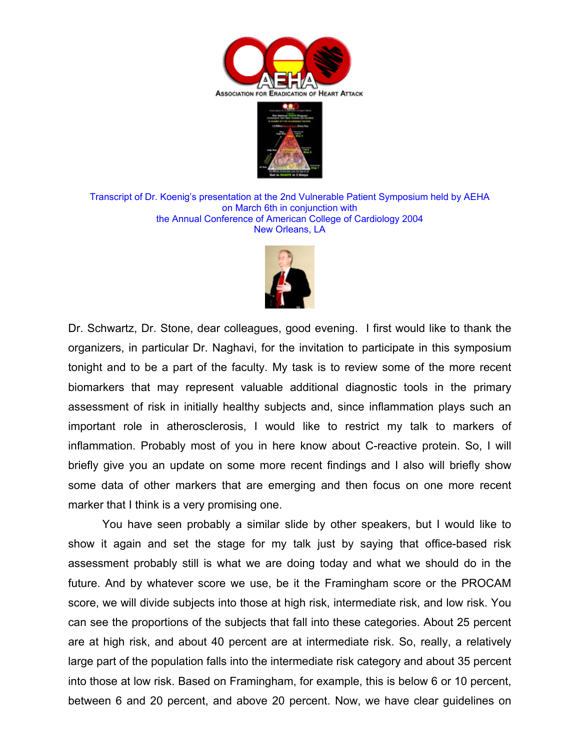Association for Eradication of Heart Attack

Transcript of Dr. Koenig's presentation at the 2nd Vulnerable Patient Symposium held by AEHA on March 6th in conjunction with the Annual Conference of American College of Cardiology 2004 New Orleans, LA

Dr. Schwartz, Dr. Stone, dear colleagues, good evening. I first would like to thank the organizers, in particular Dr. Naghavi, for the invitation to participate in this symposium tonight and to be a part of the faculty. My task is to review some of the more recent biomarkers that may represent valuable additional diagnostic tools in the primary assessment of risk in initially healthy subjects and, since inflammation plays such an important role in atherosclerosis, I would like to restrict my talk to markers of inflammation. Probably most of you in here know about C-reactive protein. So, I will briefly give you an update on some more recent findings and I also will briefly show some data of other markers that are emerging and then focus on one more recent marker that I think is a very promising one.

You have seen probably a similar slide by other speakers, but I would like to show it again and set the stage for my talk just by saying that office-based risk assessment probably still is what we are doing today and what we should do in the future. And by whatever score we use, be it the Framingham score or the PROCAM score, we will divide subjects into those at high risk, intermediate risk, and low risk. You can see the proportions of the subjects that fall into these categories. About 25 percent are at high risk, and about 40 percent are at intermediate risk. So, really, a relatively large part of the population falls into the intermediate risk category and about 35 percent into those at low risk. Based on Framingham, for example, this is below 6 or 10 percent, between 6 and 20 percent, and above 20 percent. Now, we have clear guidelines on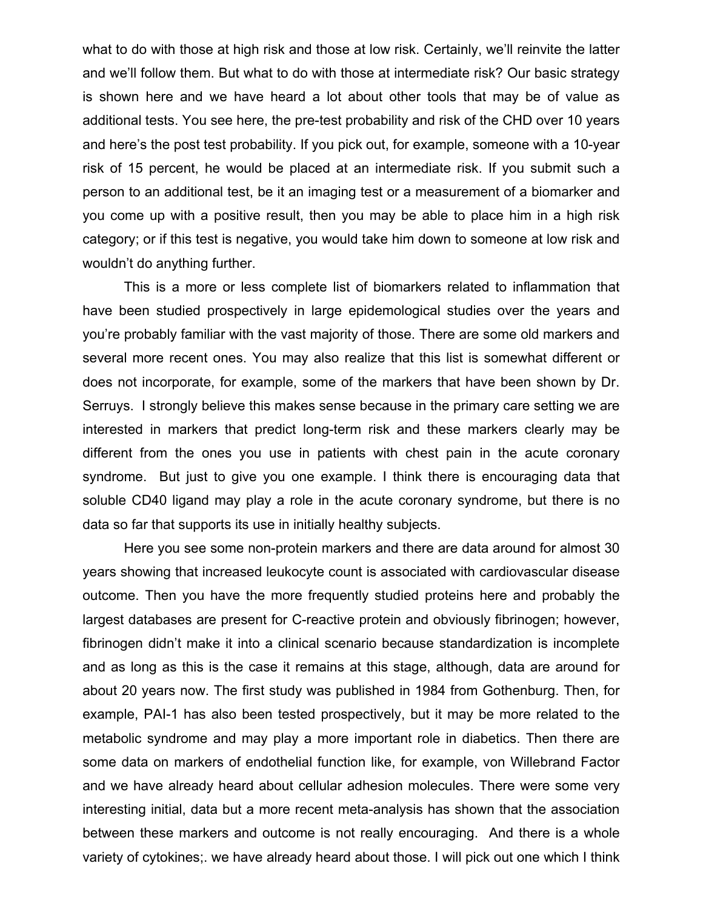what to do with those at high risk and those at low risk. Certainly, we'll reinvite the latter and we'll follow them. But what to do with those at intermediate risk? Our basic strategy is shown here and we have heard a lot about other tools that may be of value as additional tests. You see here, the pre-test probability and risk of the CHD over 10 years and here's the post test probability. If you pick out, for example, someone with a 10-year risk of 15 percent, he would be placed at an intermediate risk. If you submit such a person to an additional test, be it an imaging test or a measurement of a biomarker and you come up with a positive result, then you may be able to place him in a high risk category; or if this test is negative, you would take him down to someone at low risk and wouldn't do anything further.

This is a more or less complete list of biomarkers related to inflammation that have been studied prospectively in large epidemological studies over the years and you're probably familiar with the vast majority of those. There are some old markers and several more recent ones. You may also realize that this list is somewhat different or does not incorporate, for example, some of the markers that have been shown by Dr. Serruys. I strongly believe this makes sense because in the primary care setting we are interested in markers that predict long-term risk and these markers clearly may be different from the ones you use in patients with chest pain in the acute coronary syndrome. But just to give you one example. I think there is encouraging data that soluble CD40 ligand may play a role in the acute coronary syndrome, but there is no data so far that supports its use in initially healthy subjects.

Here you see some non-protein markers and there are data around for almost 30 years showing that increased leukocyte count is associated with cardiovascular disease outcome. Then you have the more frequently studied proteins here and probably the largest databases are present for C-reactive protein and obviously fibrinogen; however, fibrinogen didn't make it into a clinical scenario because standardization is incomplete and as long as this is the case it remains at this stage, although, data are around for about 20 years now. The first study was published in 1984 from Gothenburg. Then, for example, PAI-1 has also been tested prospectively, but it may be more related to the metabolic syndrome and may play a more important role in diabetics. Then there are some data on markers of endothelial function like, for example, von Willebrand Factor and we have already heard about cellular adhesion molecules. There were some very interesting initial, data but a more recent meta-analysis has shown that the association between these markers and outcome is not really encouraging. And there is a whole variety of cytokines;. we have already heard about those. I will pick out one which I think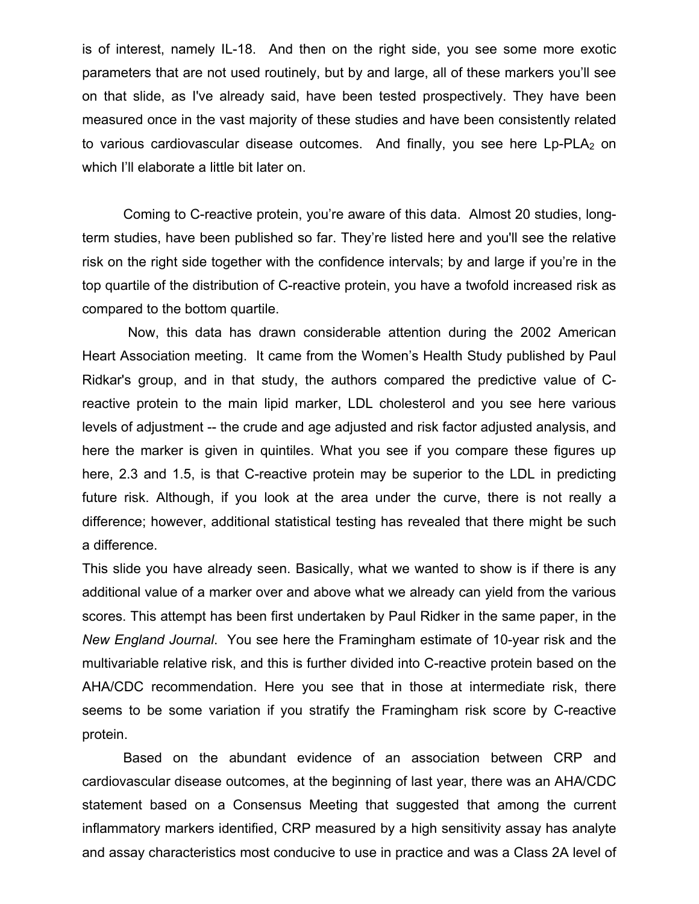is of interest, namely IL-18. And then on the right side, you see some more exotic parameters that are not used routinely, but by and large, all of these markers you'll see on that slide, as I've already said, have been tested prospectively. They have been measured once in the vast majority of these studies and have been consistently related to various cardiovascular disease outcomes. And finally, you see here Lp-$PLA_2$ on which I'll elaborate a little bit later on.

Coming to C-reactive protein, you're aware of this data. Almost 20 studies, long-term studies, have been published so far. They're listed here and you'll see the relative risk on the right side together with the confidence intervals; by and large if you're in the top quartile of the distribution of C-reactive protein, you have a twofold increased risk as compared to the bottom quartile.

Now, this data has drawn considerable attention during the 2002 American Heart Association meeting. It came from the Women's Health Study published by Paul Ridkar's group, and in that study, the authors compared the predictive value of C-reactive protein to the main lipid marker, LDL cholesterol and you see here various levels of adjustment -- the crude and age adjusted and risk factor adjusted analysis, and here the marker is given in quintiles. What you see if you compare these figures up here, 2.3 and 1.5, is that C-reactive protein may be superior to the LDL in predicting future risk. Although, if you look at the area under the curve, there is not really a difference; however, additional statistical testing has revealed that there might be such a difference.

This slide you have already seen. Basically, what we wanted to show is if there is any additional value of a marker over and above what we already can yield from the various scores. This attempt has been first undertaken by Paul Ridker in the same paper, in the *New England Journal*. You see here the Framingham estimate of 10-year risk and the multivariable relative risk, and this is further divided into C-reactive protein based on the AHA/CDC recommendation. Here you see that in those at intermediate risk, there seems to be some variation if you stratify the Framingham risk score by C-reactive protein.

Based on the abundant evidence of an association between CRP and cardiovascular disease outcomes, at the beginning of last year, there was an AHA/CDC statement based on a Consensus Meeting that suggested that among the current inflammatory markers identified, CRP measured by a high sensitivity assay has analyte and assay characteristics most conducive to use in practice and was a Class 2A level of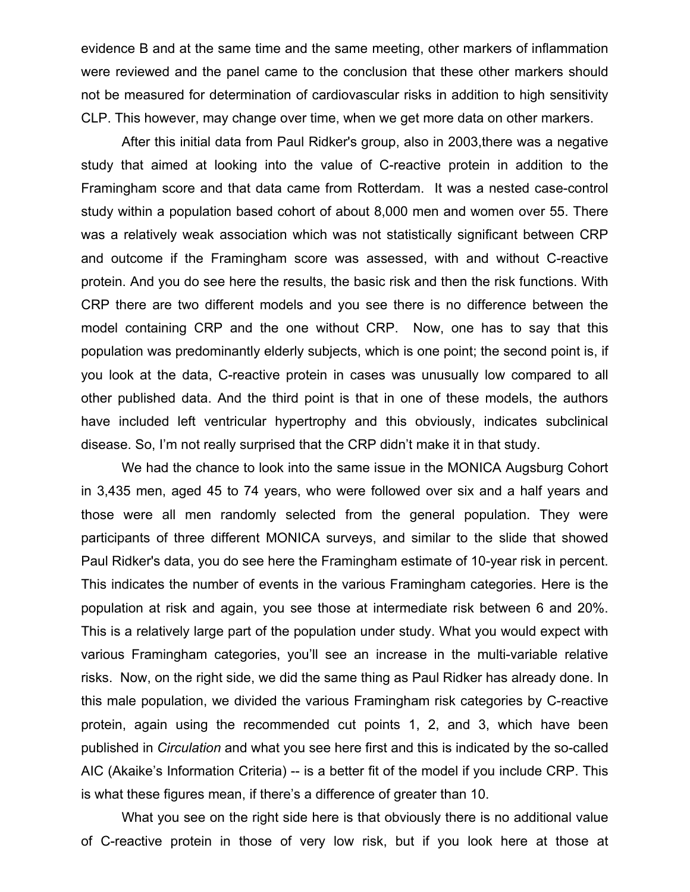evidence B and at the same time and the same meeting, other markers of inflammation were reviewed and the panel came to the conclusion that these other markers should not be measured for determination of cardiovascular risks in addition to high sensitivity CLP. This however, may change over time, when we get more data on other markers.

After this initial data from Paul Ridker's group, also in 2003,there was a negative study that aimed at looking into the value of C-reactive protein in addition to the Framingham score and that data came from Rotterdam.  It was a nested case-control study within a population based cohort of about 8,000 men and women over 55. There was a relatively weak association which was not statistically significant between CRP and outcome if the Framingham score was assessed, with and without C-reactive protein. And you do see here the results, the basic risk and then the risk functions. With CRP there are two different models and you see there is no difference between the model containing CRP and the one without CRP.  Now, one has to say that this population was predominantly elderly subjects, which is one point; the second point is, if you look at the data, C-reactive protein in cases was unusually low compared to all other published data. And the third point is that in one of these models, the authors have included left ventricular hypertrophy and this obviously, indicates subclinical disease. So, I'm not really surprised that the CRP didn't make it in that study.

We had the chance to look into the same issue in the MONICA Augsburg Cohort in 3,435 men, aged 45 to 74 years, who were followed over six and a half years and those were all men randomly selected from the general population. They were participants of three different MONICA surveys, and similar to the slide that showed Paul Ridker's data, you do see here the Framingham estimate of 10-year risk in percent. This indicates the number of events in the various Framingham categories. Here is the population at risk and again, you see those at intermediate risk between 6 and 20%. This is a relatively large part of the population under study. What you would expect with various Framingham categories, you'll see an increase in the multi-variable relative risks.  Now, on the right side, we did the same thing as Paul Ridker has already done. In this male population, we divided the various Framingham risk categories by C-reactive protein, again using the recommended cut points 1, 2, and 3, which have been published in *Circulation* and what you see here first and this is indicated by the so-called AIC (Akaike's Information Criteria) -- is a better fit of the model if you include CRP. This is what these figures mean, if there's a difference of greater than 10.

What you see on the right side here is that obviously there is no additional value of C-reactive protein in those of very low risk, but if you look here at those at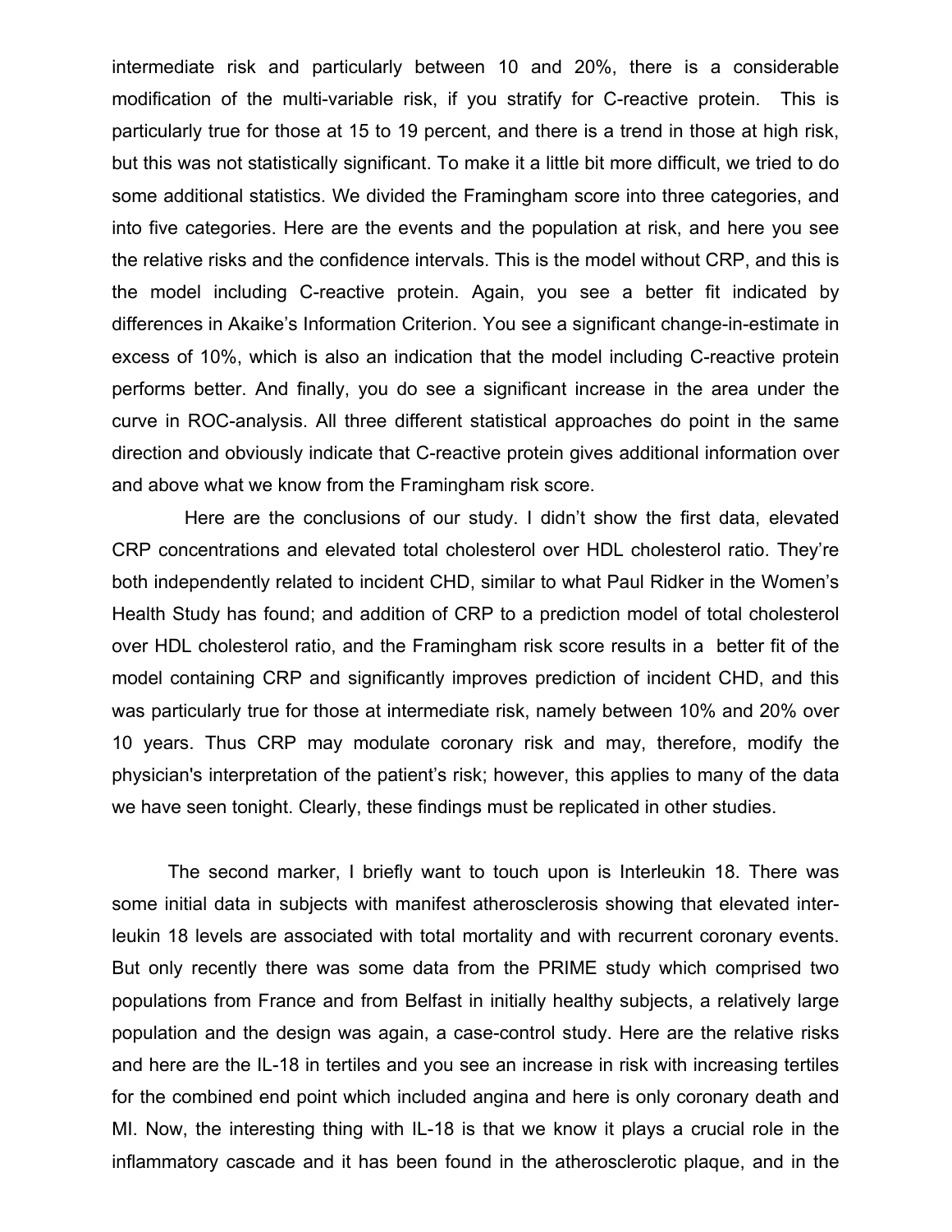intermediate risk and particularly between 10 and 20%, there is a considerable modification of the multi-variable risk, if you stratify for C-reactive protein. This is particularly true for those at 15 to 19 percent, and there is a trend in those at high risk, but this was not statistically significant. To make it a little bit more difficult, we tried to do some additional statistics. We divided the Framingham score into three categories, and into five categories. Here are the events and the population at risk, and here you see the relative risks and the confidence intervals. This is the model without CRP, and this is the model including C-reactive protein. Again, you see a better fit indicated by differences in Akaike's Information Criterion. You see a significant change-in-estimate in excess of 10%, which is also an indication that the model including C-reactive protein performs better. And finally, you do see a significant increase in the area under the curve in ROC-analysis. All three different statistical approaches do point in the same direction and obviously indicate that C-reactive protein gives additional information over and above what we know from the Framingham risk score.

Here are the conclusions of our study. I didn't show the first data, elevated CRP concentrations and elevated total cholesterol over HDL cholesterol ratio. They're both independently related to incident CHD, similar to what Paul Ridker in the Women's Health Study has found; and addition of CRP to a prediction model of total cholesterol over HDL cholesterol ratio, and the Framingham risk score results in a better fit of the model containing CRP and significantly improves prediction of incident CHD, and this was particularly true for those at intermediate risk, namely between 10% and 20% over 10 years. Thus CRP may modulate coronary risk and may, therefore, modify the physician's interpretation of the patient's risk; however, this applies to many of the data we have seen tonight. Clearly, these findings must be replicated in other studies.

The second marker, I briefly want to touch upon is Interleukin 18. There was some initial data in subjects with manifest atherosclerosis showing that elevated interleukin 18 levels are associated with total mortality and with recurrent coronary events. But only recently there was some data from the PRIME study which comprised two populations from France and from Belfast in initially healthy subjects, a relatively large population and the design was again, a case-control study. Here are the relative risks and here are the IL-18 in tertiles and you see an increase in risk with increasing tertiles for the combined end point which included angina and here is only coronary death and MI. Now, the interesting thing with IL-18 is that we know it plays a crucial role in the inflammatory cascade and it has been found in the atherosclerotic plaque, and in the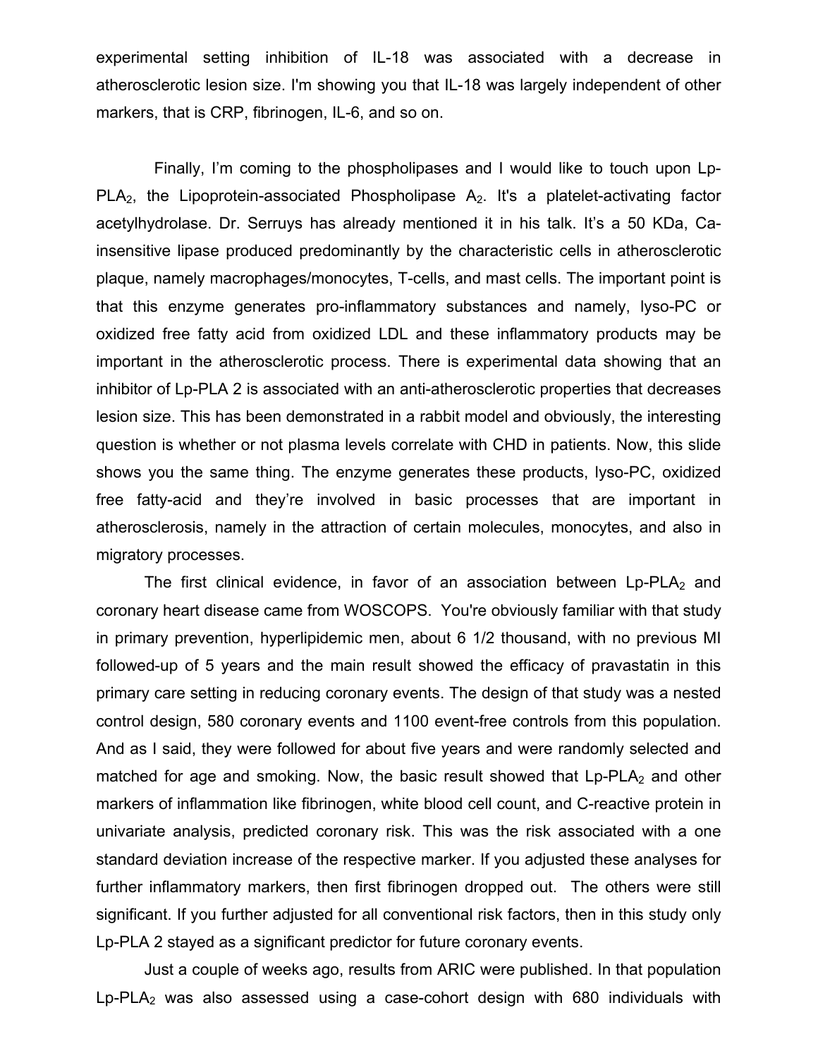experimental setting inhibition of IL-18 was associated with a decrease in atherosclerotic lesion size. I'm showing you that IL-18 was largely independent of other markers, that is CRP, fibrinogen, IL-6, and so on.

Finally, I'm coming to the phospholipases and I would like to touch upon Lp-$PLA_2$, the Lipoprotein-associated Phospholipase $A_2$. It's a platelet-activating factor acetylhydrolase. Dr. Serruys has already mentioned it in his talk. It's a 50 KDa, Ca-insensitive lipase produced predominantly by the characteristic cells in atherosclerotic plaque, namely macrophages/monocytes, T-cells, and mast cells. The important point is that this enzyme generates pro-inflammatory substances and namely, lyso-PC or oxidized free fatty acid from oxidized LDL and these inflammatory products may be important in the atherosclerotic process. There is experimental data showing that an inhibitor of Lp-PLA 2 is associated with an anti-atherosclerotic properties that decreases lesion size. This has been demonstrated in a rabbit model and obviously, the interesting question is whether or not plasma levels correlate with CHD in patients. Now, this slide shows you the same thing. The enzyme generates these products, lyso-PC, oxidized free fatty-acid and they're involved in basic processes that are important in atherosclerosis, namely in the attraction of certain molecules, monocytes, and also in migratory processes.

The first clinical evidence, in favor of an association between Lp-$PLA_2$ and coronary heart disease came from WOSCOPS. You're obviously familiar with that study in primary prevention, hyperlipidemic men, about 6 1/2 thousand, with no previous MI followed-up of 5 years and the main result showed the efficacy of pravastatin in this primary care setting in reducing coronary events. The design of that study was a nested control design, 580 coronary events and 1100 event-free controls from this population. And as I said, they were followed for about five years and were randomly selected and matched for age and smoking. Now, the basic result showed that Lp-$PLA_2$ and other markers of inflammation like fibrinogen, white blood cell count, and C-reactive protein in univariate analysis, predicted coronary risk. This was the risk associated with a one standard deviation increase of the respective marker. If you adjusted these analyses for further inflammatory markers, then first fibrinogen dropped out. The others were still significant. If you further adjusted for all conventional risk factors, then in this study only Lp-PLA 2 stayed as a significant predictor for future coronary events.

Just a couple of weeks ago, results from ARIC were published. In that population Lp-$PLA_2$ was also assessed using a case-cohort design with 680 individuals with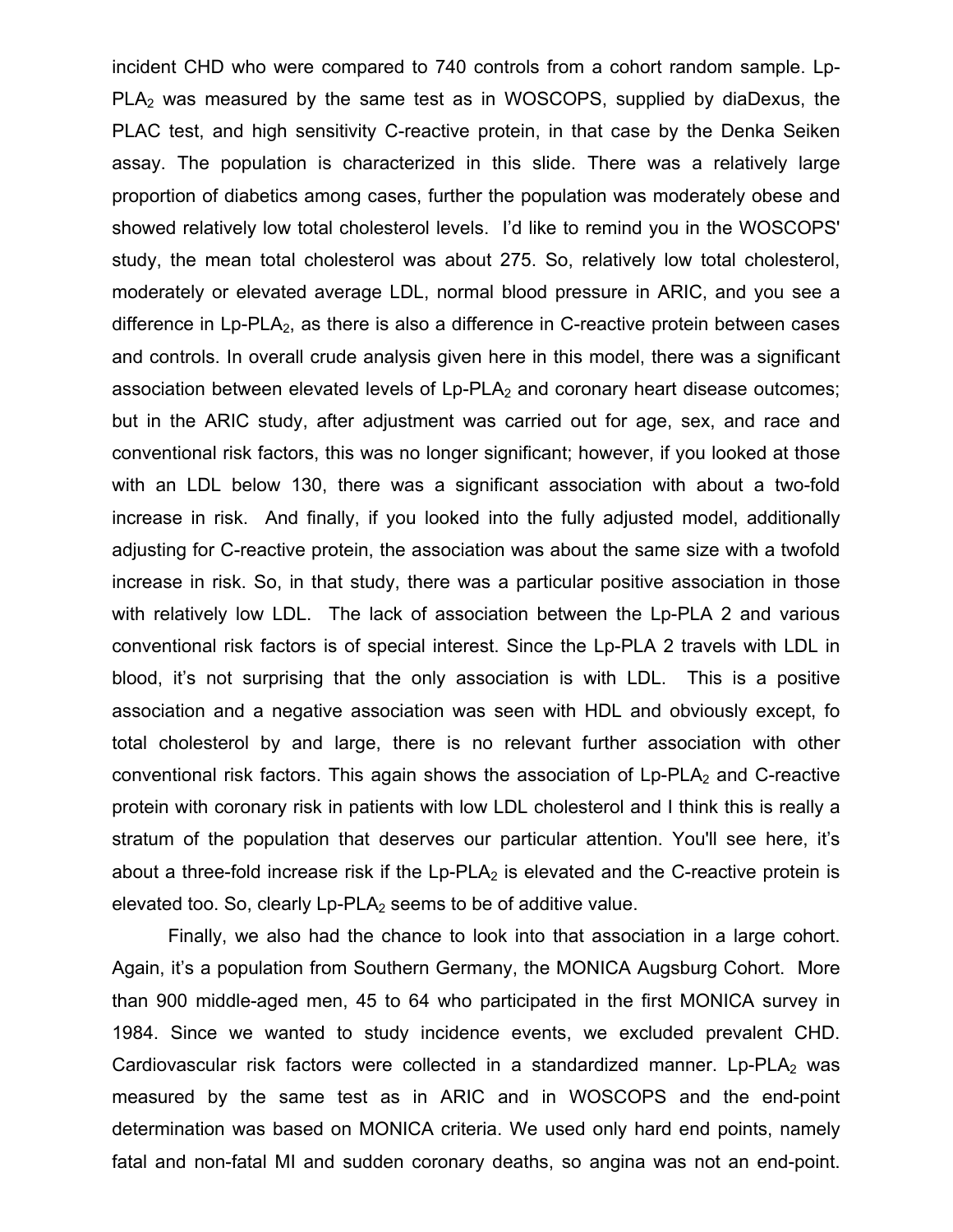incident CHD who were compared to 740 controls from a cohort random sample. Lp-$PLA_2$ was measured by the same test as in WOSCOPS, supplied by diaDexus, the PLAC test, and high sensitivity C-reactive protein, in that case by the Denka Seiken assay. The population is characterized in this slide. There was a relatively large proportion of diabetics among cases, further the population was moderately obese and showed relatively low total cholesterol levels. I'd like to remind you in the WOSCOPS' study, the mean total cholesterol was about 275. So, relatively low total cholesterol, moderately or elevated average LDL, normal blood pressure in ARIC, and you see a difference in Lp-$PLA_2$, as there is also a difference in C-reactive protein between cases and controls. In overall crude analysis given here in this model, there was a significant association between elevated levels of Lp-$PLA_2$ and coronary heart disease outcomes; but in the ARIC study, after adjustment was carried out for age, sex, and race and conventional risk factors, this was no longer significant; however, if you looked at those with an LDL below 130, there was a significant association with about a two-fold increase in risk. And finally, if you looked into the fully adjusted model, additionally adjusting for C-reactive protein, the association was about the same size with a twofold increase in risk. So, in that study, there was a particular positive association in those with relatively low LDL. The lack of association between the Lp-PLA 2 and various conventional risk factors is of special interest. Since the Lp-PLA 2 travels with LDL in blood, it's not surprising that the only association is with LDL. This is a positive association and a negative association was seen with HDL and obviously except, fo total cholesterol by and large, there is no relevant further association with other conventional risk factors. This again shows the association of Lp-$PLA_2$ and C-reactive protein with coronary risk in patients with low LDL cholesterol and I think this is really a stratum of the population that deserves our particular attention. You'll see here, it's about a three-fold increase risk if the Lp-$PLA_2$ is elevated and the C-reactive protein is elevated too. So, clearly Lp-$PLA_2$ seems to be of additive value.

Finally, we also had the chance to look into that association in a large cohort. Again, it's a population from Southern Germany, the MONICA Augsburg Cohort. More than 900 middle-aged men, 45 to 64 who participated in the first MONICA survey in 1984. Since we wanted to study incidence events, we excluded prevalent CHD. Cardiovascular risk factors were collected in a standardized manner. Lp-$PLA_2$ was measured by the same test as in ARIC and in WOSCOPS and the end-point determination was based on MONICA criteria. We used only hard end points, namely fatal and non-fatal MI and sudden coronary deaths, so angina was not an end-point.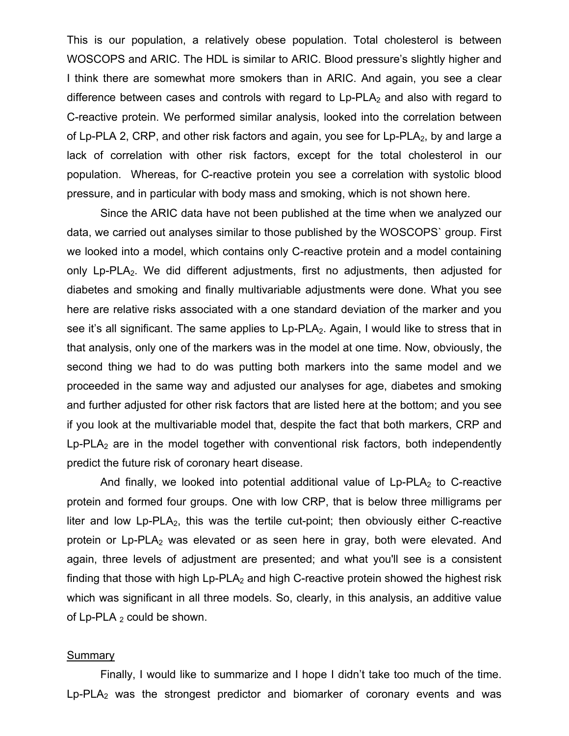This is our population, a relatively obese population. Total cholesterol is between WOSCOPS and ARIC. The HDL is similar to ARIC. Blood pressure's slightly higher and I think there are somewhat more smokers than in ARIC. And again, you see a clear difference between cases and controls with regard to Lp-PLA$_2$ and also with regard to C-reactive protein. We performed similar analysis, looked into the correlation between of Lp-PLA 2, CRP, and other risk factors and again, you see for Lp-PLA$_2$, by and large a lack of correlation with other risk factors, except for the total cholesterol in our population. Whereas, for C-reactive protein you see a correlation with systolic blood pressure, and in particular with body mass and smoking, which is not shown here.

Since the ARIC data have not been published at the time when we analyzed our data, we carried out analyses similar to those published by the WOSCOPS` group. First we looked into a model, which contains only C-reactive protein and a model containing only Lp-PLA$_2$. We did different adjustments, first no adjustments, then adjusted for diabetes and smoking and finally multivariable adjustments were done. What you see here are relative risks associated with a one standard deviation of the marker and you see it's all significant. The same applies to Lp-PLA$_2$. Again, I would like to stress that in that analysis, only one of the markers was in the model at one time. Now, obviously, the second thing we had to do was putting both markers into the same model and we proceeded in the same way and adjusted our analyses for age, diabetes and smoking and further adjusted for other risk factors that are listed here at the bottom; and you see if you look at the multivariable model that, despite the fact that both markers, CRP and Lp-PLA$_2$ are in the model together with conventional risk factors, both independently predict the future risk of coronary heart disease.

And finally, we looked into potential additional value of Lp-PLA$_2$ to C-reactive protein and formed four groups. One with low CRP, that is below three milligrams per liter and low Lp-PLA$_2$, this was the tertile cut-point; then obviously either C-reactive protein or Lp-PLA$_2$ was elevated or as seen here in gray, both were elevated. And again, three levels of adjustment are presented; and what you'll see is a consistent finding that those with high Lp-PLA$_2$ and high C-reactive protein showed the highest risk which was significant in all three models. So, clearly, in this analysis, an additive value of Lp-PLA $_2$ could be shown.

## Summary

Finally, I would like to summarize and I hope I didn't take too much of the time. Lp-PLA$_2$ was the strongest predictor and biomarker of coronary events and was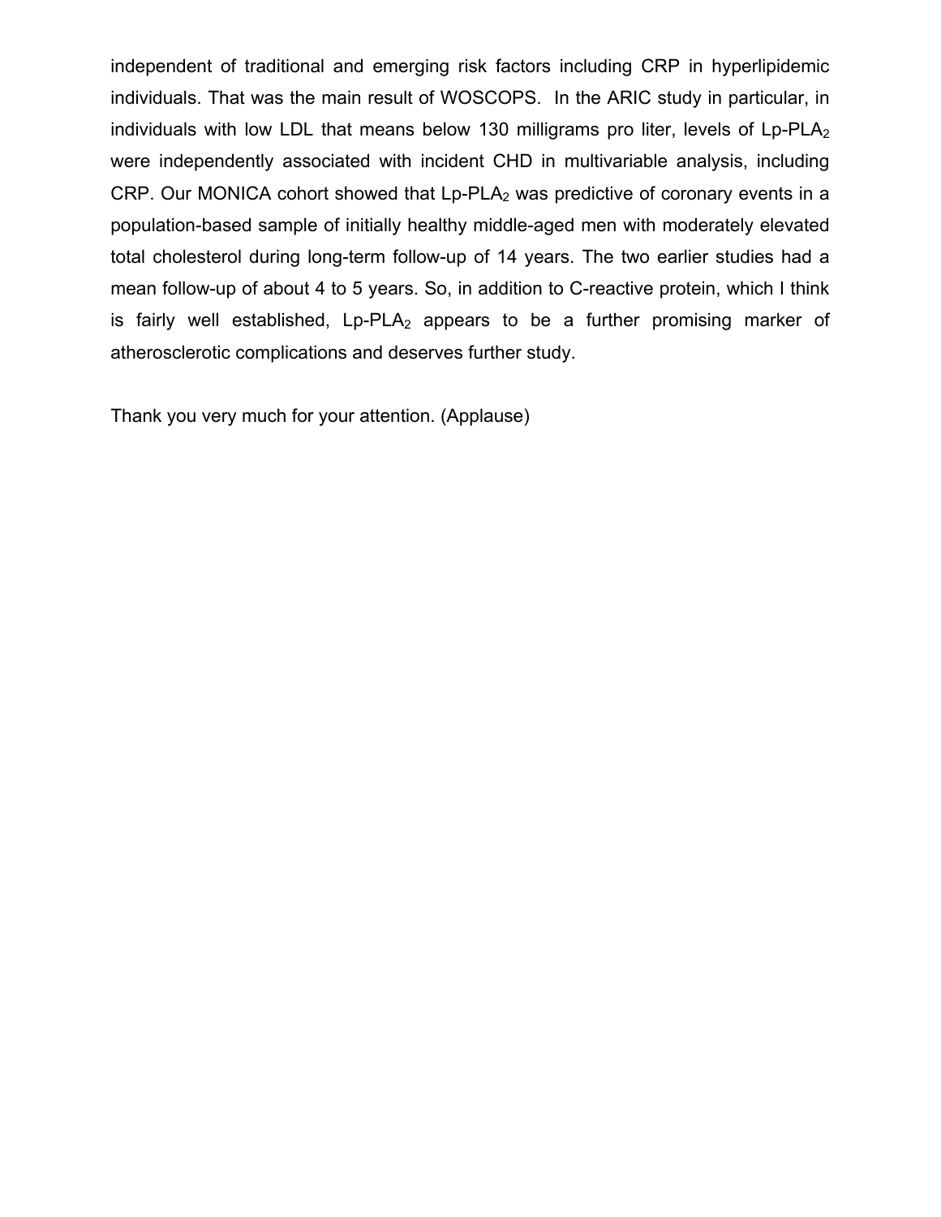independent of traditional and emerging risk factors including CRP in hyperlipidemic individuals. That was the main result of WOSCOPS. In the ARIC study in particular, in individuals with low LDL that means below 130 milligrams pro liter, levels of Lp-$PLA_2$ were independently associated with incident CHD in multivariable analysis, including CRP. Our MONICA cohort showed that Lp-$PLA_2$ was predictive of coronary events in a population-based sample of initially healthy middle-aged men with moderately elevated total cholesterol during long-term follow-up of 14 years. The two earlier studies had a mean follow-up of about 4 to 5 years. So, in addition to C-reactive protein, which I think is fairly well established, Lp-$PLA_2$ appears to be a further promising marker of atherosclerotic complications and deserves further study.

Thank you very much for your attention. (Applause)